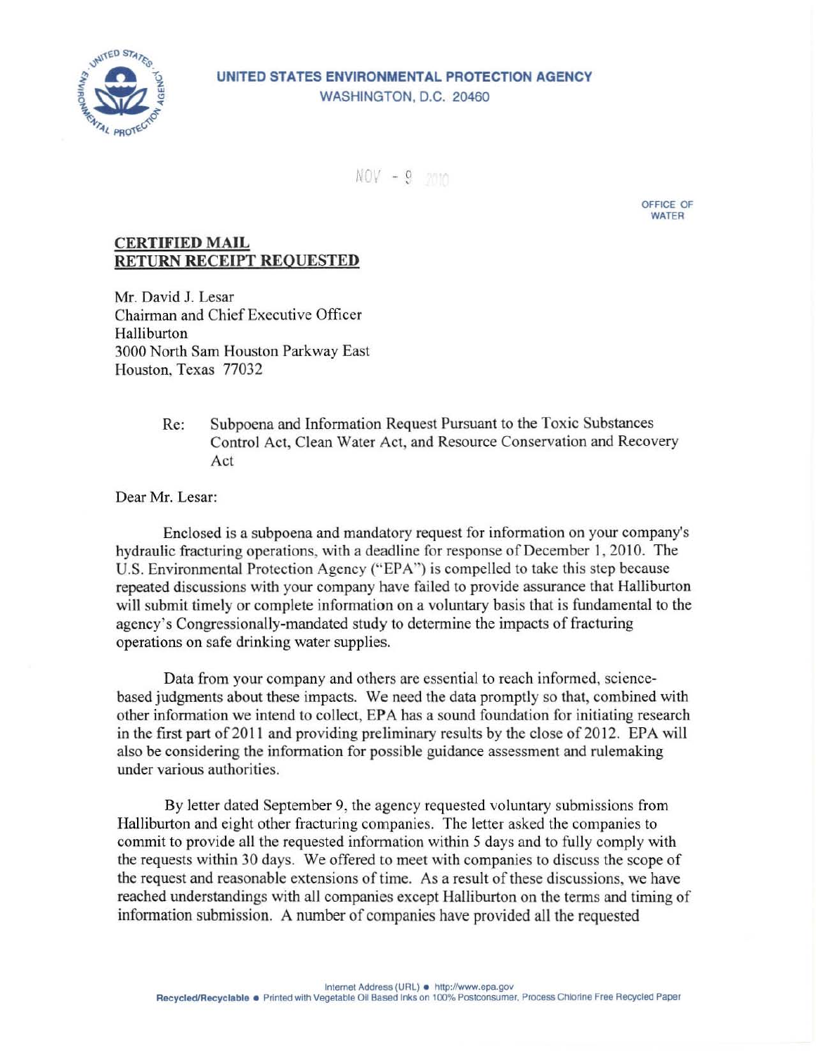**UNITED STATES ENVIRONMENTAL PROTECTION AGENCY**
WASHINGTON, D.C. 20460

NOV - 9 2010

OFFICE OF
WATER

**CERTIFIED MAIL**
**RETURN RECEIPT REQUESTED**

Mr. David J. Lesar
Chairman and Chief Executive Officer
Halliburton
3000 North Sam Houston Parkway East
Houston, Texas 77032

Re: Subpoena and Information Request Pursuant to the Toxic Substances Control Act, Clean Water Act, and Resource Conservation and Recovery Act

Dear Mr. Lesar:

Enclosed is a subpoena and mandatory request for information on your company's hydraulic fracturing operations, with a deadline for response of December 1, 2010. The U.S. Environmental Protection Agency ("EPA") is compelled to take this step because repeated discussions with your company have failed to provide assurance that Halliburton will submit timely or complete information on a voluntary basis that is fundamental to the agency's Congressionally-mandated study to determine the impacts of fracturing operations on safe drinking water supplies.

Data from your company and others are essential to reach informed, science-based judgments about these impacts. We need the data promptly so that, combined with other information we intend to collect, EPA has a sound foundation for initiating research in the first part of 2011 and providing preliminary results by the close of 2012. EPA will also be considering the information for possible guidance assessment and rulemaking under various authorities.

By letter dated September 9, the agency requested voluntary submissions from Halliburton and eight other fracturing companies. The letter asked the companies to commit to provide all the requested information within 5 days and to fully comply with the requests within 30 days. We offered to meet with companies to discuss the scope of the request and reasonable extensions of time. As a result of these discussions, we have reached understandings with all companies except Halliburton on the terms and timing of information submission. A number of companies have provided all the requested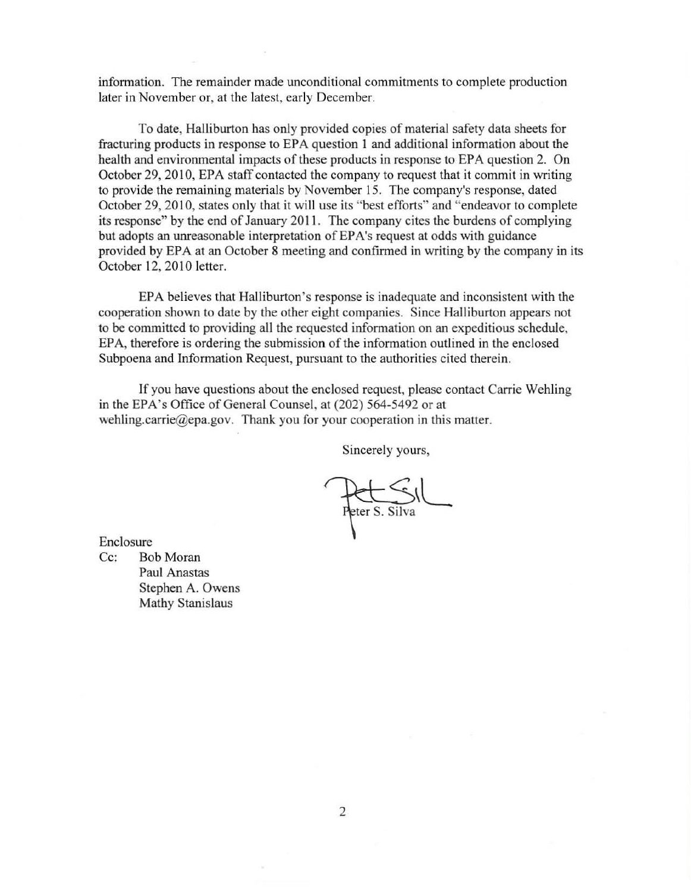information. The remainder made unconditional commitments to complete production later in November or, at the latest, early December.

To date, Halliburton has only provided copies of material safety data sheets for fracturing products in response to EPA question 1 and additional information about the health and environmental impacts of these products in response to EPA question 2. On October 29, 2010, EPA staff contacted the company to request that it commit in writing to provide the remaining materials by November 15. The company's response, dated October 29, 2010, states only that it will use its "best efforts" and "endeavor to complete its response" by the end of January 2011. The company cites the burdens of complying but adopts an unreasonable interpretation of EPA's request at odds with guidance provided by EPA at an October 8 meeting and confirmed in writing by the company in its October 12, 2010 letter.

EPA believes that Halliburton's response is inadequate and inconsistent with the cooperation shown to date by the other eight companies. Since Halliburton appears not to be committed to providing all the requested information on an expeditious schedule, EPA, therefore is ordering the submission of the information outlined in the enclosed Subpoena and Information Request, pursuant to the authorities cited therein.

If you have questions about the enclosed request, please contact Carrie Wehling in the EPA's Office of General Counsel, at (202) 564-5492 or at wehling.carrie@epa.gov. Thank you for your cooperation in this matter.

Sincerely yours,

Peter S. Silva

Enclosure

Cc: Bob Moran
Paul Anastas
Stephen A. Owens
Mathy Stanislaus